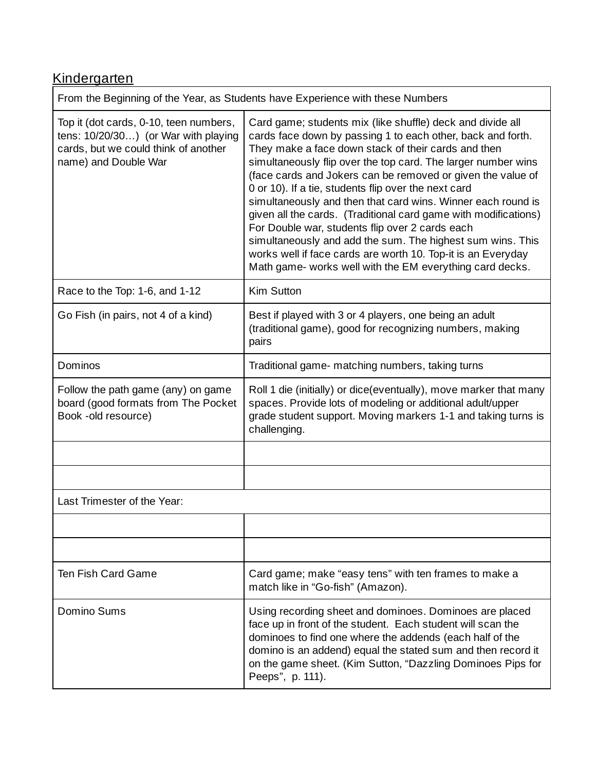Kindergarten

| From the Beginning of the Year, as Students have Experience with these Numbers | |
|---|---|
| Top it (dot cards, 0-10, teen numbers, tens: 10/20/30…) (or War with playing cards, but we could think of another name) and Double War | Card game; students mix (like shuffle) deck and divide all cards face down by passing 1 to each other, back and forth. They make a face down stack of their cards and then simultaneously flip over the top card. The larger number wins (face cards and Jokers can be removed or given the value of 0 or 10). If a tie, students flip over the next card simultaneously and then that card wins. Winner each round is given all the cards. (Traditional card game with modifications) For Double war, students flip over 2 cards each simultaneously and add the sum. The highest sum wins. This works well if face cards are worth 10. Top-it is an Everyday Math game- works well with the EM everything card decks. |
| Race to the Top: 1-6, and 1-12 | Kim Sutton |
| Go Fish (in pairs, not 4 of a kind) | Best if played with 3 or 4 players, one being an adult (traditional game), good for recognizing numbers, making pairs |
| Dominos | Traditional game- matching numbers, taking turns |
| Follow the path game (any) on game board (good formats from The Pocket Book -old resource) | Roll 1 die (initially) or dice(eventually), move marker that many spaces. Provide lots of modeling or additional adult/upper grade student support. Moving markers 1-1 and taking turns is challenging. |
| | |
| | |
| Last Trimester of the Year: | |
| | |
| | |
| Ten Fish Card Game | Card game; make "easy tens" with ten frames to make a match like in "Go-fish" (Amazon). |
| Domino Sums | Using recording sheet and dominoes. Dominoes are placed face up in front of the student. Each student will scan the dominoes to find one where the addends (each half of the domino is an addend) equal the stated sum and then record it on the game sheet. (Kim Sutton, "Dazzling Dominoes Pips for Peeps", p. 111). |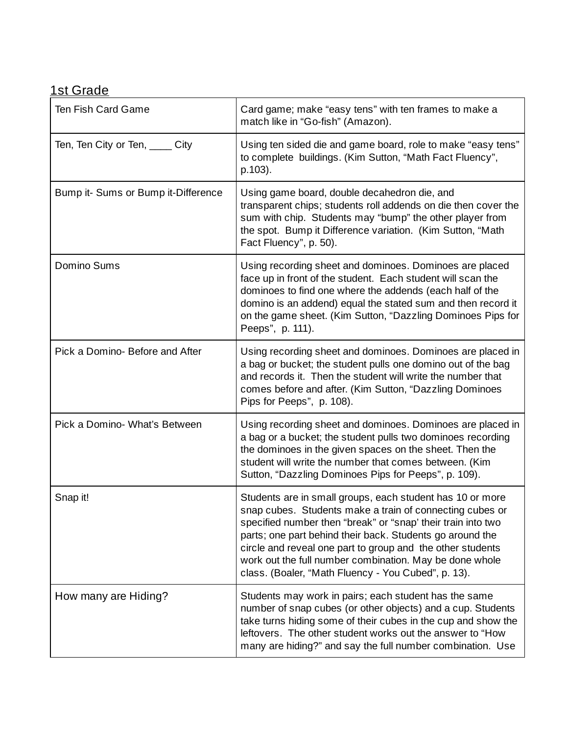1st Grade

| | |
|---|---|
| Ten Fish Card Game | Card game; make “easy tens” with ten frames to make a match like in “Go-fish” (Amazon). |
| Ten, Ten City or Ten, ____ City | Using ten sided die and game board, role to make “easy tens” to complete buildings. (Kim Sutton, “Math Fact Fluency”, p.103). |
| Bump it- Sums or Bump it-Difference | Using game board, double decahedron die, and transparent chips; students roll addends on die then cover the sum with chip. Students may “bump” the other player from the spot. Bump it Difference variation. (Kim Sutton, “Math Fact Fluency”, p. 50). |
| Domino Sums | Using recording sheet and dominoes. Dominoes are placed face up in front of the student. Each student will scan the dominoes to find one where the addends (each half of the domino is an addend) equal the stated sum and then record it on the game sheet. (Kim Sutton, “Dazzling Dominoes Pips for Peeps”, p. 111). |
| Pick a Domino- Before and After | Using recording sheet and dominoes. Dominoes are placed in a bag or bucket; the student pulls one domino out of the bag and records it. Then the student will write the number that comes before and after. (Kim Sutton, “Dazzling Dominoes Pips for Peeps”, p. 108). |
| Pick a Domino- What’s Between | Using recording sheet and dominoes. Dominoes are placed in a bag or a bucket; the student pulls two dominoes recording the dominoes in the given spaces on the sheet. Then the student will write the number that comes between. (Kim Sutton, “Dazzling Dominoes Pips for Peeps”, p. 109). |
| Snap it! | Students are in small groups, each student has 10 or more snap cubes. Students make a train of connecting cubes or specified number then “break” or “snap’ their train into two parts; one part behind their back. Students go around the circle and reveal one part to group and the other students work out the full number combination. May be done whole class. (Boaler, “Math Fluency - You Cubed”, p. 13). |
| How many are Hiding? | Students may work in pairs; each student has the same number of snap cubes (or other objects) and a cup. Students take turns hiding some of their cubes in the cup and show the leftovers. The other student works out the answer to “How many are hiding?” and say the full number combination. Use |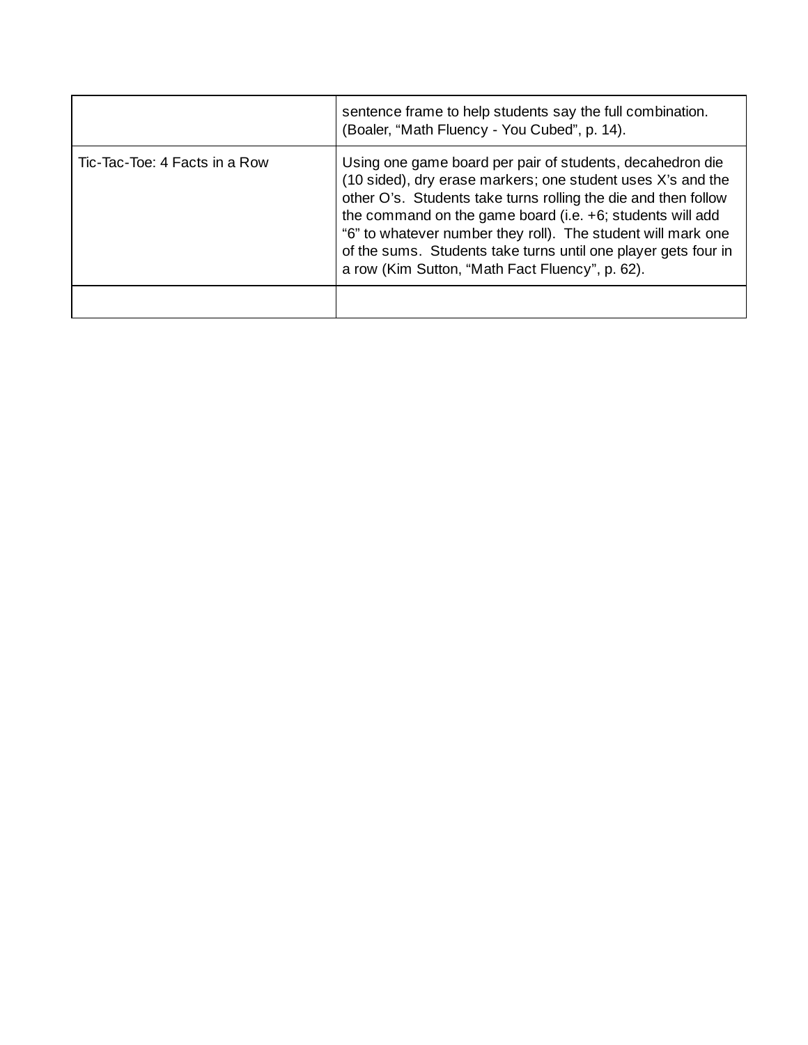| | |
|---|---|
| | sentence frame to help students say the full combination. (Boaler, “Math Fluency - You Cubed”, p. 14). |
| Tic-Tac-Toe: 4 Facts in a Row | Using one game board per pair of students, decahedron die (10 sided), dry erase markers; one student uses X’s and the other O’s. Students take turns rolling the die and then follow the command on the game board (i.e. +6; students will add “6” to whatever number they roll). The student will mark one of the sums. Students take turns until one player gets four in a row (Kim Sutton, “Math Fact Fluency”, p. 62). |
| | |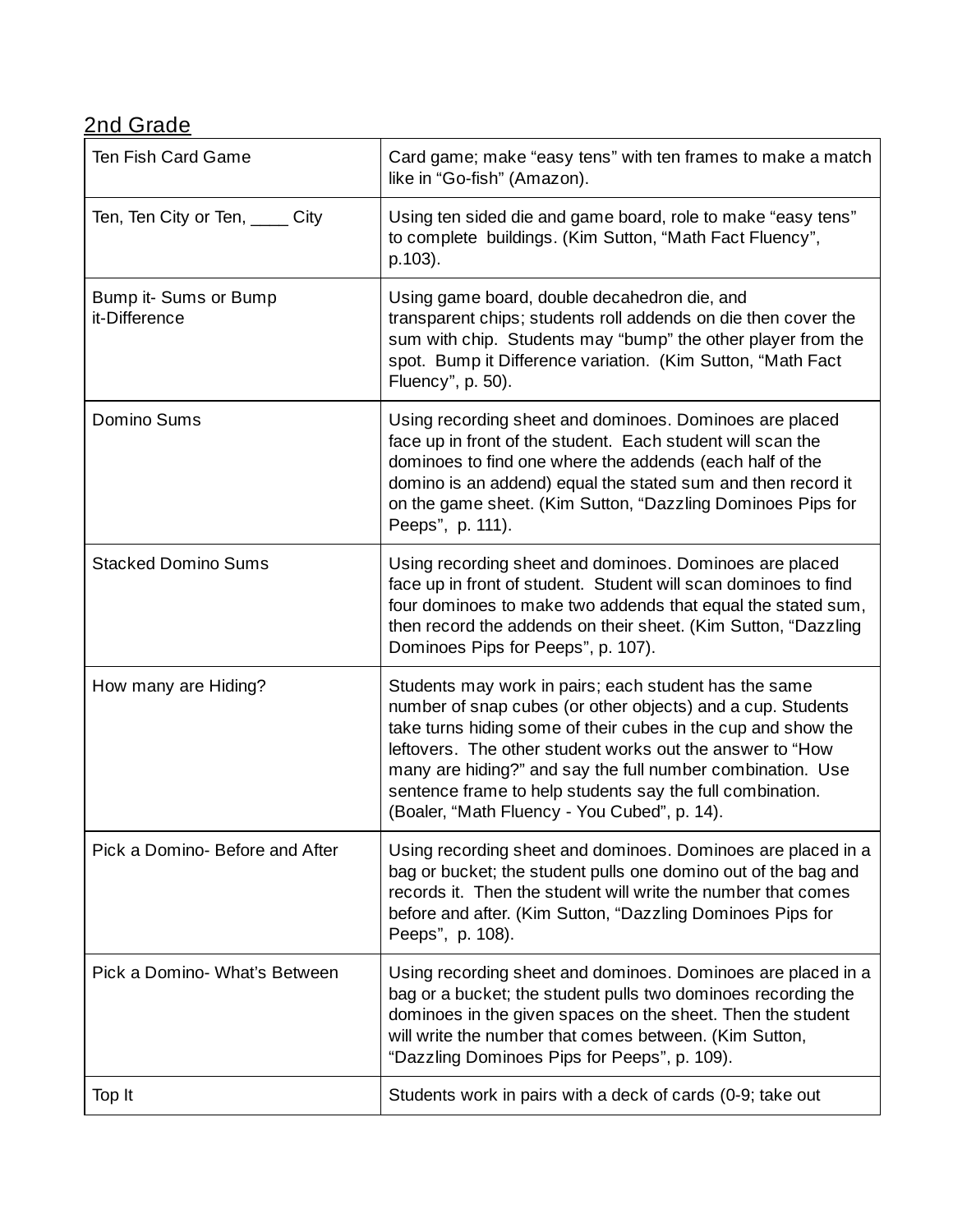<u>2nd Grade</u>

| | |
|---|---|
| Ten Fish Card Game | Card game; make "easy tens" with ten frames to make a match like in "Go-fish" (Amazon). |
| Ten, Ten City or Ten, ____ City | Using ten sided die and game board, role to make "easy tens" to complete buildings. (Kim Sutton, "Math Fact Fluency", p.103). |
| Bump it- Sums or Bump it-Difference | Using game board, double decahedron die, and transparent chips; students roll addends on die then cover the sum with chip. Students may "bump" the other player from the spot. Bump it Difference variation. (Kim Sutton, "Math Fact Fluency", p. 50). |
| Domino Sums | Using recording sheet and dominoes. Dominoes are placed face up in front of the student. Each student will scan the dominoes to find one where the addends (each half of the domino is an addend) equal the stated sum and then record it on the game sheet. (Kim Sutton, "Dazzling Dominoes Pips for Peeps", p. 111). |
| Stacked Domino Sums | Using recording sheet and dominoes. Dominoes are placed face up in front of student. Student will scan dominoes to find four dominoes to make two addends that equal the stated sum, then record the addends on their sheet. (Kim Sutton, "Dazzling Dominoes Pips for Peeps", p. 107). |
| How many are Hiding? | Students may work in pairs; each student has the same number of snap cubes (or other objects) and a cup. Students take turns hiding some of their cubes in the cup and show the leftovers. The other student works out the answer to "How many are hiding?" and say the full number combination. Use sentence frame to help students say the full combination. (Boaler, "Math Fluency - You Cubed", p. 14). |
| Pick a Domino- Before and After | Using recording sheet and dominoes. Dominoes are placed in a bag or bucket; the student pulls one domino out of the bag and records it. Then the student will write the number that comes before and after. (Kim Sutton, "Dazzling Dominoes Pips for Peeps", p. 108). |
| Pick a Domino- What's Between | Using recording sheet and dominoes. Dominoes are placed in a bag or a bucket; the student pulls two dominoes recording the dominoes in the given spaces on the sheet. Then the student will write the number that comes between. (Kim Sutton, "Dazzling Dominoes Pips for Peeps", p. 109). |
| Top It | Students work in pairs with a deck of cards (0-9; take out |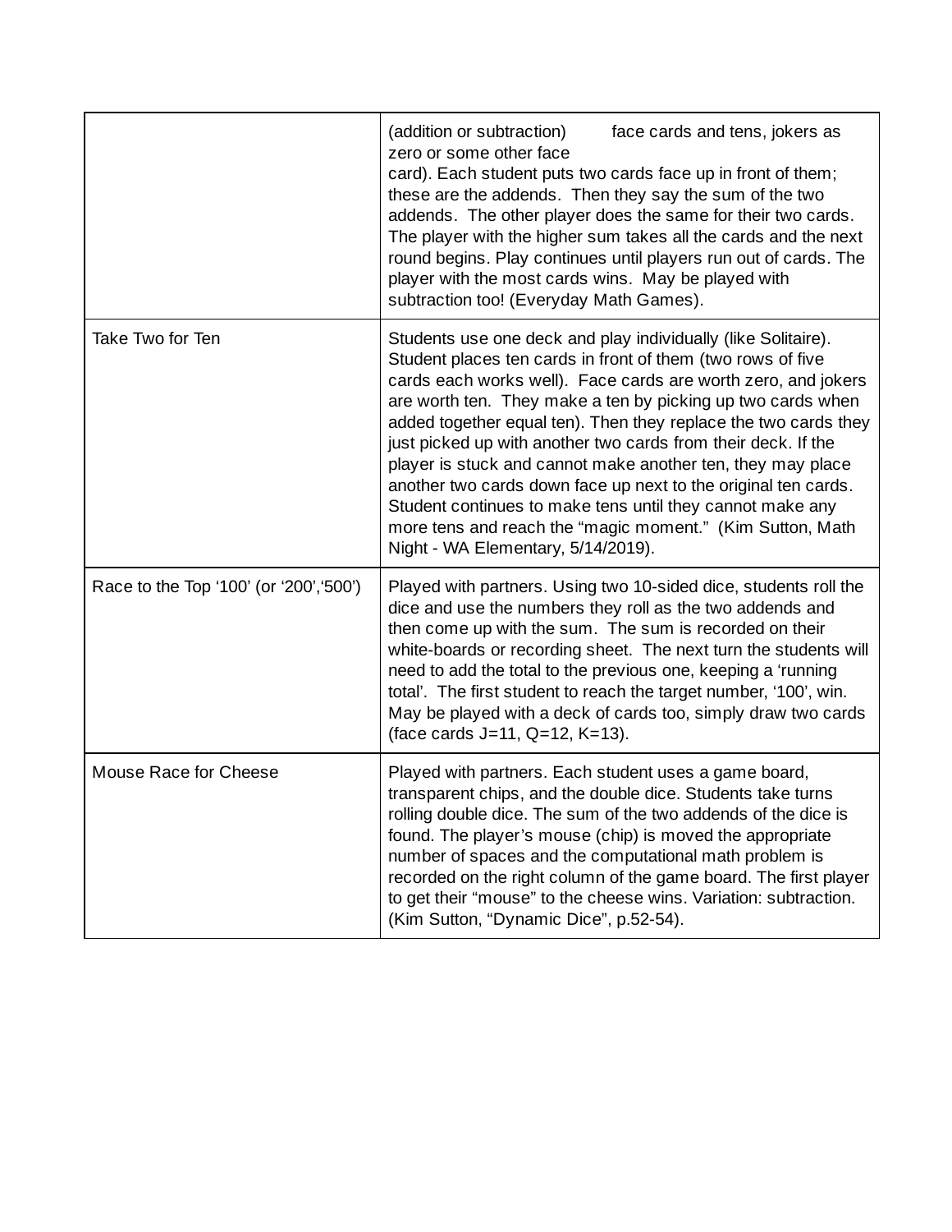| | |
|---|---|
| | (addition or subtraction) face cards and tens, jokers as zero or some other face card). Each student puts two cards face up in front of them; these are the addends. Then they say the sum of the two addends. The other player does the same for their two cards. The player with the higher sum takes all the cards and the next round begins. Play continues until players run out of cards. The player with the most cards wins. May be played with subtraction too! (Everyday Math Games). |
| Take Two for Ten | Students use one deck and play individually (like Solitaire). Student places ten cards in front of them (two rows of five cards each works well). Face cards are worth zero, and jokers are worth ten. They make a ten by picking up two cards when added together equal ten). Then they replace the two cards they just picked up with another two cards from their deck. If the player is stuck and cannot make another ten, they may place another two cards down face up next to the original ten cards. Student continues to make tens until they cannot make any more tens and reach the "magic moment." (Kim Sutton, Math Night - WA Elementary, 5/14/2019). |
| Race to the Top '100' (or '200','500') | Played with partners. Using two 10-sided dice, students roll the dice and use the numbers they roll as the two addends and then come up with the sum. The sum is recorded on their white-boards or recording sheet. The next turn the students will need to add the total to the previous one, keeping a 'running total'. The first student to reach the target number, '100', win. May be played with a deck of cards too, simply draw two cards (face cards J=11, Q=12, K=13). |
| Mouse Race for Cheese | Played with partners. Each student uses a game board, transparent chips, and the double dice. Students take turns rolling double dice. The sum of the two addends of the dice is found. The player's mouse (chip) is moved the appropriate number of spaces and the computational math problem is recorded on the right column of the game board. The first player to get their "mouse" to the cheese wins. Variation: subtraction. (Kim Sutton, "Dynamic Dice", p.52-54). |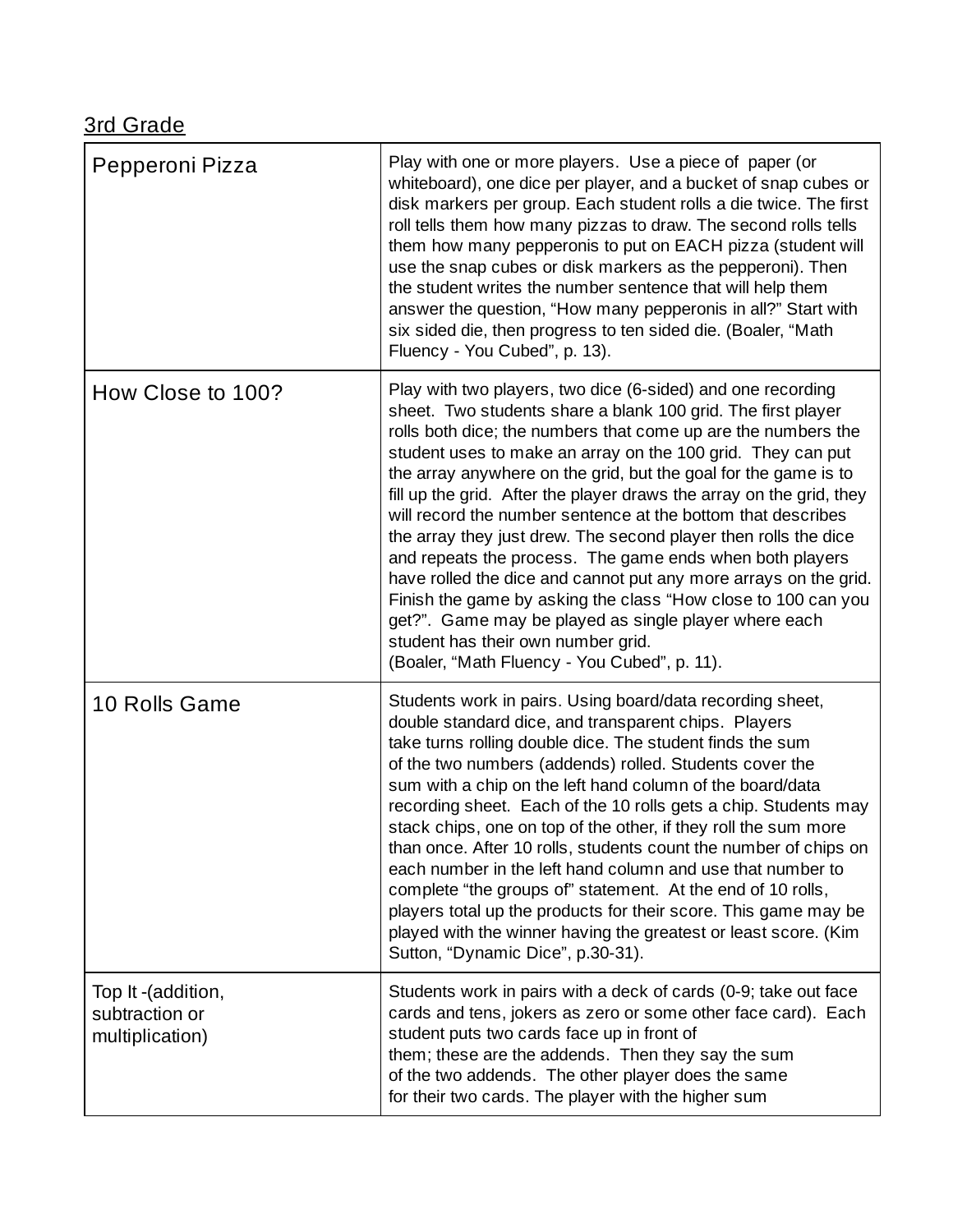3rd Grade

| | |
|---|---|
| Pepperoni Pizza | Play with one or more players. Use a piece of paper (or whiteboard), one dice per player, and a bucket of snap cubes or disk markers per group. Each student rolls a die twice. The first roll tells them how many pizzas to draw. The second rolls tells them how many pepperonis to put on EACH pizza (student will use the snap cubes or disk markers as the pepperoni). Then the student writes the number sentence that will help them answer the question, "How many pepperonis in all?" Start with six sided die, then progress to ten sided die. (Boaler, "Math Fluency - You Cubed", p. 13). |
| How Close to 100? | Play with two players, two dice (6-sided) and one recording sheet. Two students share a blank 100 grid. The first player rolls both dice; the numbers that come up are the numbers the student uses to make an array on the 100 grid. They can put the array anywhere on the grid, but the goal for the game is to fill up the grid. After the player draws the array on the grid, they will record the number sentence at the bottom that describes the array they just drew. The second player then rolls the dice and repeats the process. The game ends when both players have rolled the dice and cannot put any more arrays on the grid. Finish the game by asking the class "How close to 100 can you get?". Game may be played as single player where each student has their own number grid. (Boaler, "Math Fluency - You Cubed", p. 11). |
| 10 Rolls Game | Students work in pairs. Using board/data recording sheet, double standard dice, and transparent chips. Players take turns rolling double dice. The student finds the sum of the two numbers (addends) rolled. Students cover the sum with a chip on the left hand column of the board/data recording sheet. Each of the 10 rolls gets a chip. Students may stack chips, one on top of the other, if they roll the sum more than once. After 10 rolls, students count the number of chips on each number in the left hand column and use that number to complete "the groups of" statement. At the end of 10 rolls, players total up the products for their score. This game may be played with the winner having the greatest or least score. (Kim Sutton, "Dynamic Dice", p.30-31). |
| Top It -(addition, subtraction or multiplication) | Students work in pairs with a deck of cards (0-9; take out face cards and tens, jokers as zero or some other face card). Each student puts two cards face up in front of them; these are the addends. Then they say the sum of the two addends. The other player does the same for their two cards. The player with the higher sum |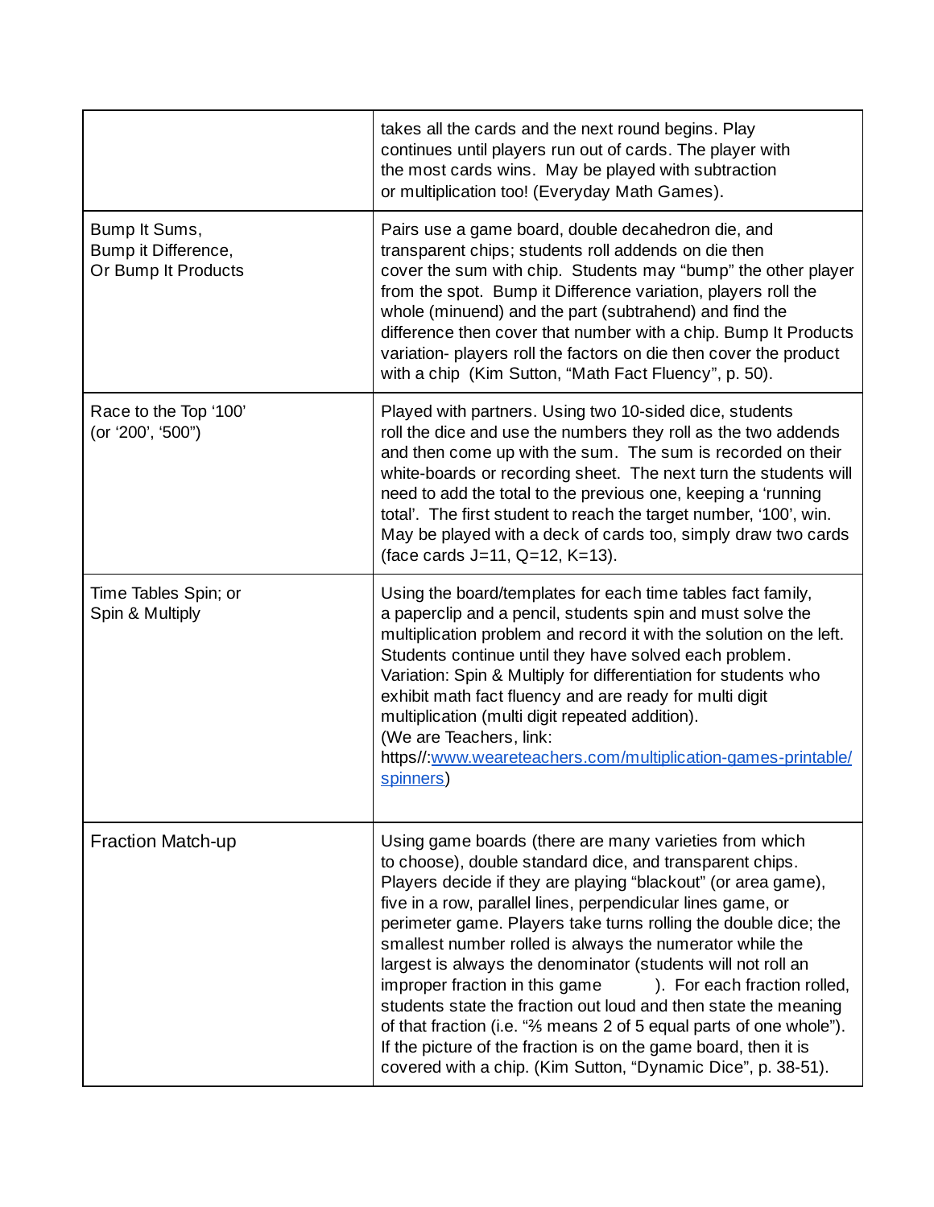| | |
|---|---|
| | takes all the cards and the next round begins. Play continues until players run out of cards. The player with the most cards wins. May be played with subtraction or multiplication too! (Everyday Math Games). |
| Bump It Sums,<br>Bump it Difference,<br>Or Bump It Products | Pairs use a game board, double decahedron die, and transparent chips; students roll addends on die then cover the sum with chip. Students may "bump" the other player from the spot. Bump it Difference variation, players roll the whole (minuend) and the part (subtrahend) and find the difference then cover that number with a chip. Bump It Products variation- players roll the factors on die then cover the product with a chip (Kim Sutton, "Math Fact Fluency", p. 50). |
| Race to the Top '100'<br>(or '200', '500") | Played with partners. Using two 10-sided dice, students roll the dice and use the numbers they roll as the two addends and then come up with the sum. The sum is recorded on their white-boards or recording sheet. The next turn the students will need to add the total to the previous one, keeping a 'running total'. The first student to reach the target number, '100', win. May be played with a deck of cards too, simply draw two cards (face cards J=11, Q=12, K=13). |
| Time Tables Spin; or<br>Spin & Multiply | Using the board/templates for each time tables fact family, a paperclip and a pencil, students spin and must solve the multiplication problem and record it with the solution on the left. Students continue until they have solved each problem. Variation: Spin & Multiply for differentiation for students who exhibit math fact fluency and are ready for multi digit multiplication (multi digit repeated addition).<br>(We are Teachers, link: https//:[www.weareteachers.com/multiplication-games-printable/spinners](www.weareteachers.com/multiplication-games-printable/spinners)) |
| Fraction Match-up | Using game boards (there are many varieties from which to choose), double standard dice, and transparent chips. Players decide if they are playing "blackout" (or area game), five in a row, parallel lines, perpendicular lines game, or perimeter game. Players take turns rolling the double dice; the smallest number rolled is always the numerator while the largest is always the denominator (students will not roll an improper fraction in this game ). For each fraction rolled, students state the fraction out loud and then state the meaning of that fraction (i.e. "⅖ means 2 of 5 equal parts of one whole"). If the picture of the fraction is on the game board, then it is covered with a chip. (Kim Sutton, "Dynamic Dice", p. 38-51). |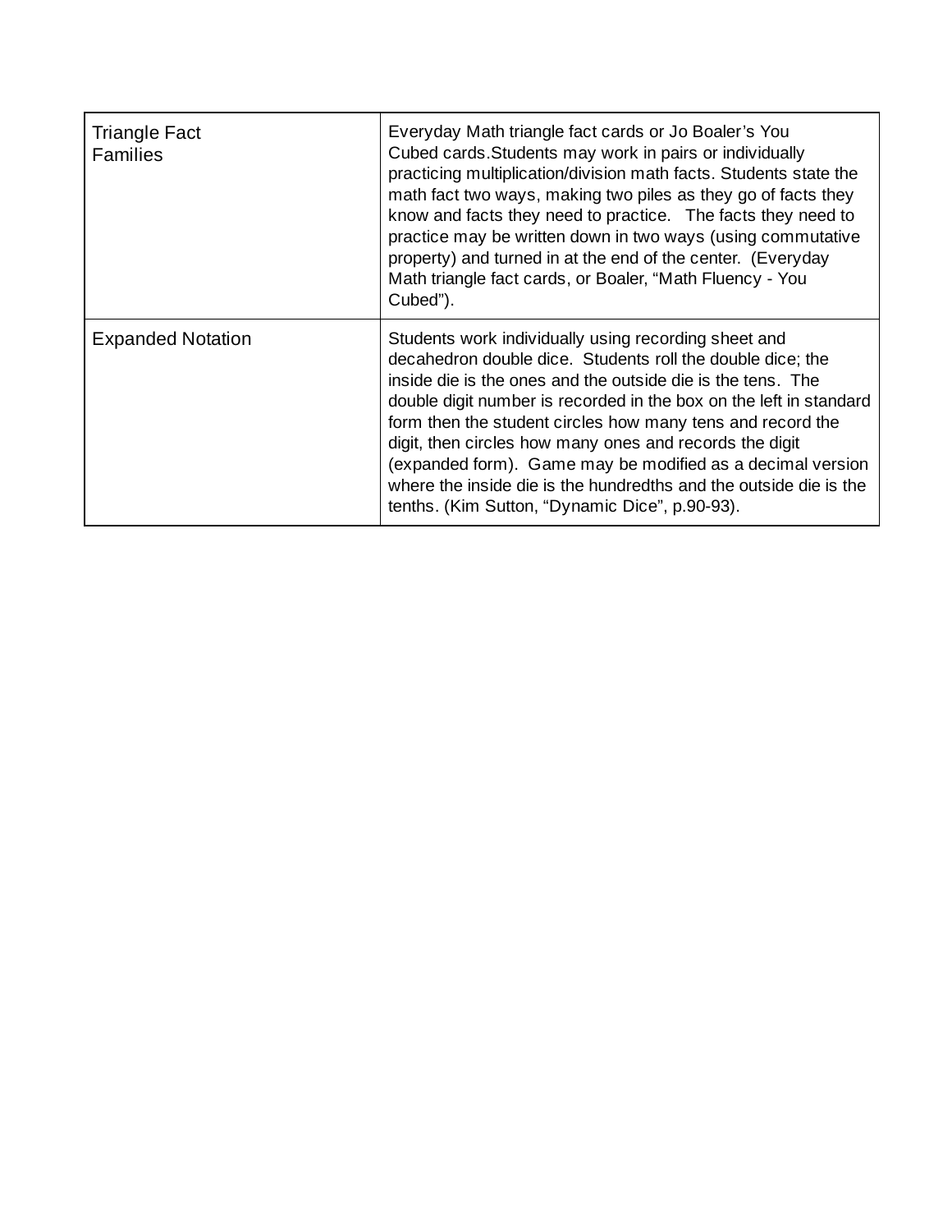| | |
|---|---|
| Triangle Fact Families | Everyday Math triangle fact cards or Jo Boaler's You Cubed cards.Students may work in pairs or individually practicing multiplication/division math facts. Students state the math fact two ways, making two piles as they go of facts they know and facts they need to practice. The facts they need to practice may be written down in two ways (using commutative property) and turned in at the end of the center. (Everyday Math triangle fact cards, or Boaler, "Math Fluency - You Cubed"). |
| Expanded Notation | Students work individually using recording sheet and decahedron double dice. Students roll the double dice; the inside die is the ones and the outside die is the tens. The double digit number is recorded in the box on the left in standard form then the student circles how many tens and record the digit, then circles how many ones and records the digit (expanded form). Game may be modified as a decimal version where the inside die is the hundredths and the outside die is the tenths. (Kim Sutton, "Dynamic Dice", p.90-93). |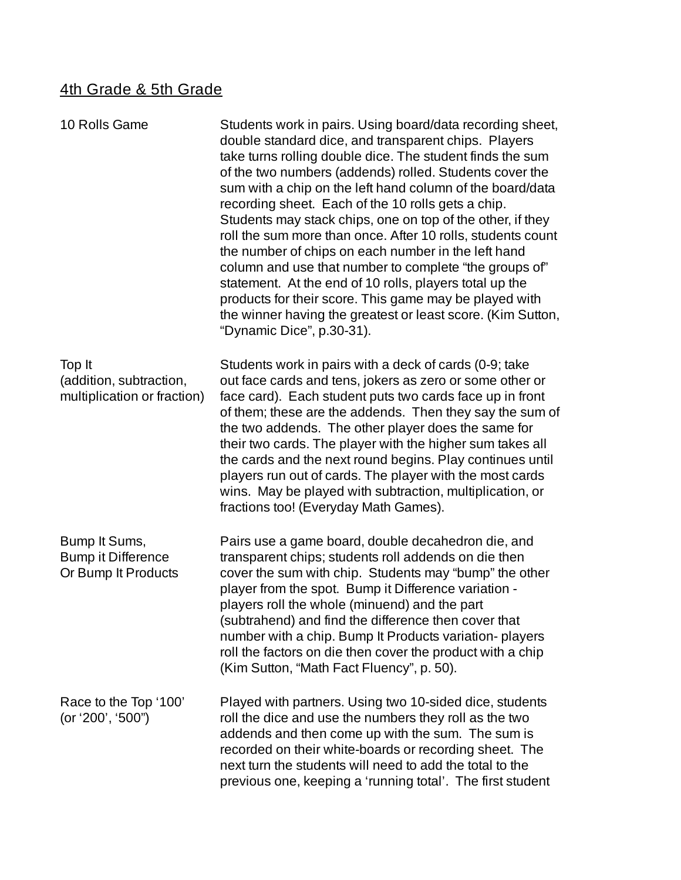## 4th Grade & 5th Grade

| | |
|---|---|
| 10 Rolls Game | Students work in pairs. Using board/data recording sheet, double standard dice, and transparent chips. Players take turns rolling double dice. The student finds the sum of the two numbers (addends) rolled. Students cover the sum with a chip on the left hand column of the board/data recording sheet. Each of the 10 rolls gets a chip. Students may stack chips, one on top of the other, if they roll the sum more than once. After 10 rolls, students count the number of chips on each number in the left hand column and use that number to complete "the groups of" statement. At the end of 10 rolls, players total up the products for their score. This game may be played with the winner having the greatest or least score. (Kim Sutton, "Dynamic Dice", p.30-31). |
| Top It (addition, subtraction, multiplication or fraction) | Students work in pairs with a deck of cards (0-9; take out face cards and tens, jokers as zero or some other or face card). Each student puts two cards face up in front of them; these are the addends. Then they say the sum of the two addends. The other player does the same for their two cards. The player with the higher sum takes all the cards and the next round begins. Play continues until players run out of cards. The player with the most cards wins. May be played with subtraction, multiplication, or fractions too! (Everyday Math Games). |
| Bump It Sums, Bump it Difference Or Bump It Products | Pairs use a game board, double decahedron die, and transparent chips; students roll addends on die then cover the sum with chip. Students may "bump" the other player from the spot. Bump it Difference variation - players roll the whole (minuend) and the part (subtrahend) and find the difference then cover that number with a chip. Bump It Products variation- players roll the factors on die then cover the product with a chip (Kim Sutton, "Math Fact Fluency", p. 50). |
| Race to the Top '100' (or '200', '500") | Played with partners. Using two 10-sided dice, students roll the dice and use the numbers they roll as the two addends and then come up with the sum. The sum is recorded on their white-boards or recording sheet. The next turn the students will need to add the total to the previous one, keeping a 'running total'. The first student |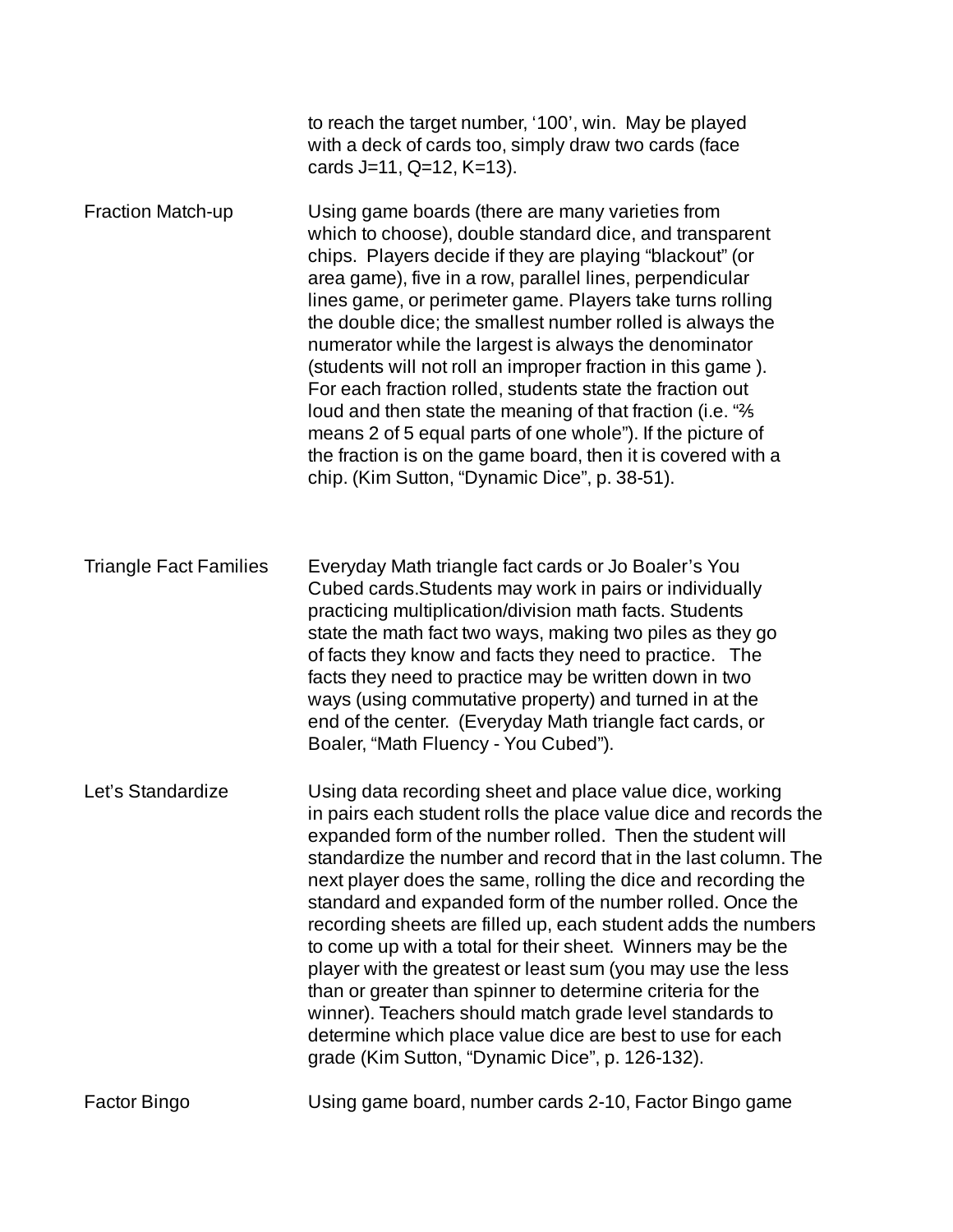to reach the target number, '100', win. May be played with a deck of cards too, simply draw two cards (face cards J=11, Q=12, K=13).

| | |
|---|---|
| Fraction Match-up | Using game boards (there are many varieties from which to choose), double standard dice, and transparent chips. Players decide if they are playing "blackout" (or area game), five in a row, parallel lines, perpendicular lines game, or perimeter game. Players take turns rolling the double dice; the smallest number rolled is always the numerator while the largest is always the denominator (students will not roll an improper fraction in this game ). For each fraction rolled, students state the fraction out loud and then state the meaning of that fraction (i.e. "⅖ means 2 of 5 equal parts of one whole"). If the picture of the fraction is on the game board, then it is covered with a chip. (Kim Sutton, "Dynamic Dice", p. 38-51). |
| Triangle Fact Families | Everyday Math triangle fact cards or Jo Boaler's You Cubed cards.Students may work in pairs or individually practicing multiplication/division math facts. Students state the math fact two ways, making two piles as they go of facts they know and facts they need to practice. The facts they need to practice may be written down in two ways (using commutative property) and turned in at the end of the center. (Everyday Math triangle fact cards, or Boaler, "Math Fluency - You Cubed"). |
| Let's Standardize | Using data recording sheet and place value dice, working in pairs each student rolls the place value dice and records the expanded form of the number rolled. Then the student will standardize the number and record that in the last column. The next player does the same, rolling the dice and recording the standard and expanded form of the number rolled. Once the recording sheets are filled up, each student adds the numbers to come up with a total for their sheet. Winners may be the player with the greatest or least sum (you may use the less than or greater than spinner to determine criteria for the winner). Teachers should match grade level standards to determine which place value dice are best to use for each grade (Kim Sutton, "Dynamic Dice", p. 126-132). |
| Factor Bingo | Using game board, number cards 2-10, Factor Bingo game |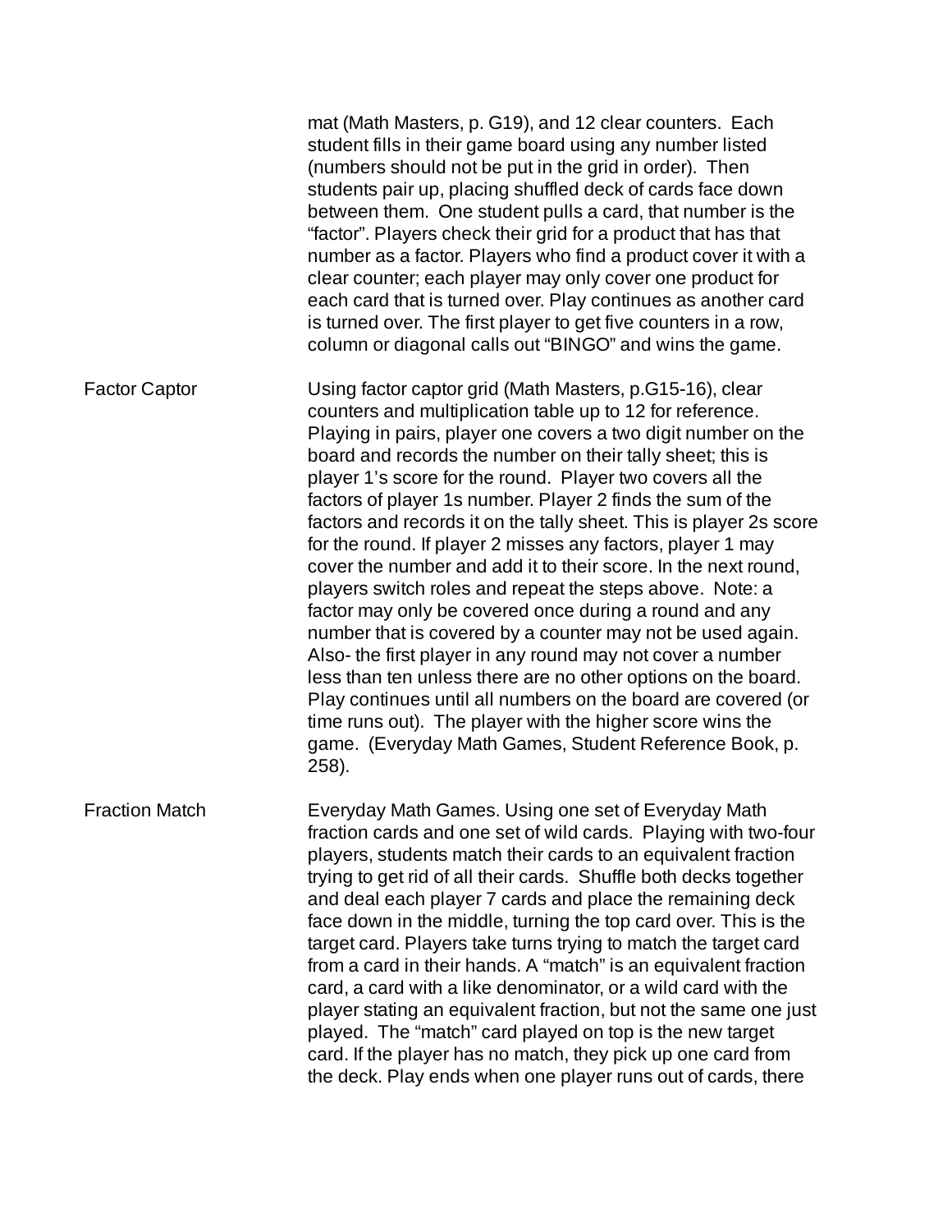| | |
|---|---|
| | mat (Math Masters, p. G19), and 12 clear counters. Each student fills in their game board using any number listed (numbers should not be put in the grid in order). Then students pair up, placing shuffled deck of cards face down between them. One student pulls a card, that number is the “factor”. Players check their grid for a product that has that number as a factor. Players who find a product cover it with a clear counter; each player may only cover one product for each card that is turned over. Play continues as another card is turned over. The first player to get five counters in a row, column or diagonal calls out “BINGO” and wins the game. |
| Factor Captor | Using factor captor grid (Math Masters, p.G15-16), clear counters and multiplication table up to 12 for reference. Playing in pairs, player one covers a two digit number on the board and records the number on their tally sheet; this is player 1’s score for the round. Player two covers all the factors of player 1s number. Player 2 finds the sum of the factors and records it on the tally sheet. This is player 2s score for the round. If player 2 misses any factors, player 1 may cover the number and add it to their score. In the next round, players switch roles and repeat the steps above. Note: a factor may only be covered once during a round and any number that is covered by a counter may not be used again. Also- the first player in any round may not cover a number less than ten unless there are no other options on the board. Play continues until all numbers on the board are covered (or time runs out). The player with the higher score wins the game. (Everyday Math Games, Student Reference Book, p. 258). |
| Fraction Match | Everyday Math Games. Using one set of Everyday Math fraction cards and one set of wild cards. Playing with two-four players, students match their cards to an equivalent fraction trying to get rid of all their cards. Shuffle both decks together and deal each player 7 cards and place the remaining deck face down in the middle, turning the top card over. This is the target card. Players take turns trying to match the target card from a card in their hands. A “match” is an equivalent fraction card, a card with a like denominator, or a wild card with the player stating an equivalent fraction, but not the same one just played. The “match” card played on top is the new target card. If the player has no match, they pick up one card from the deck. Play ends when one player runs out of cards, there |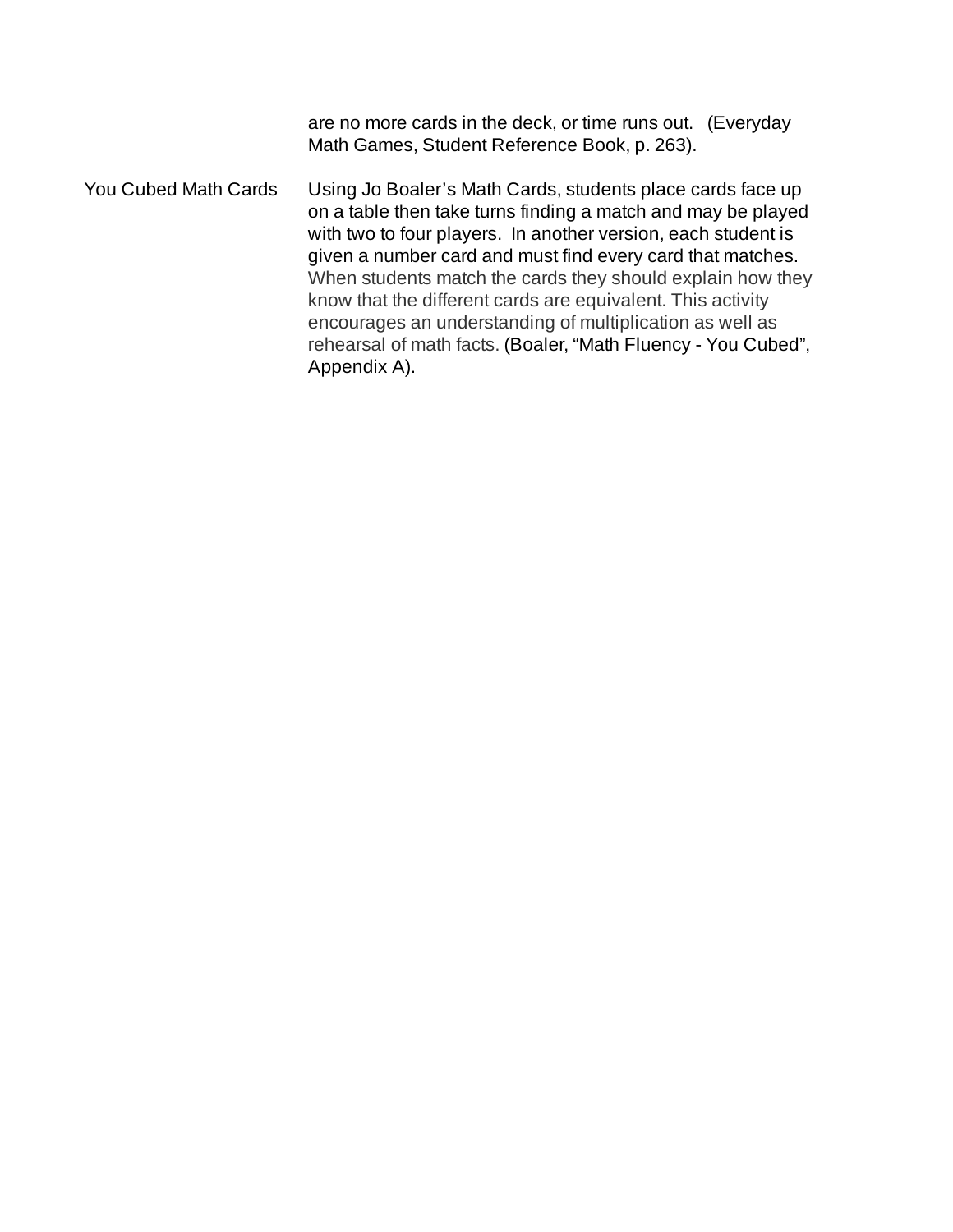| | |
|---|---|
| | are no more cards in the deck, or time runs out. (Everyday Math Games, Student Reference Book, p. 263). |
| You Cubed Math Cards | Using Jo Boaler's Math Cards, students place cards face up on a table then take turns finding a match and may be played with two to four players. In another version, each student is given a number card and must find every card that matches. When students match the cards they should explain how they know that the different cards are equivalent. This activity encourages an understanding of multiplication as well as rehearsal of math facts. (Boaler, "Math Fluency - You Cubed", Appendix A). |